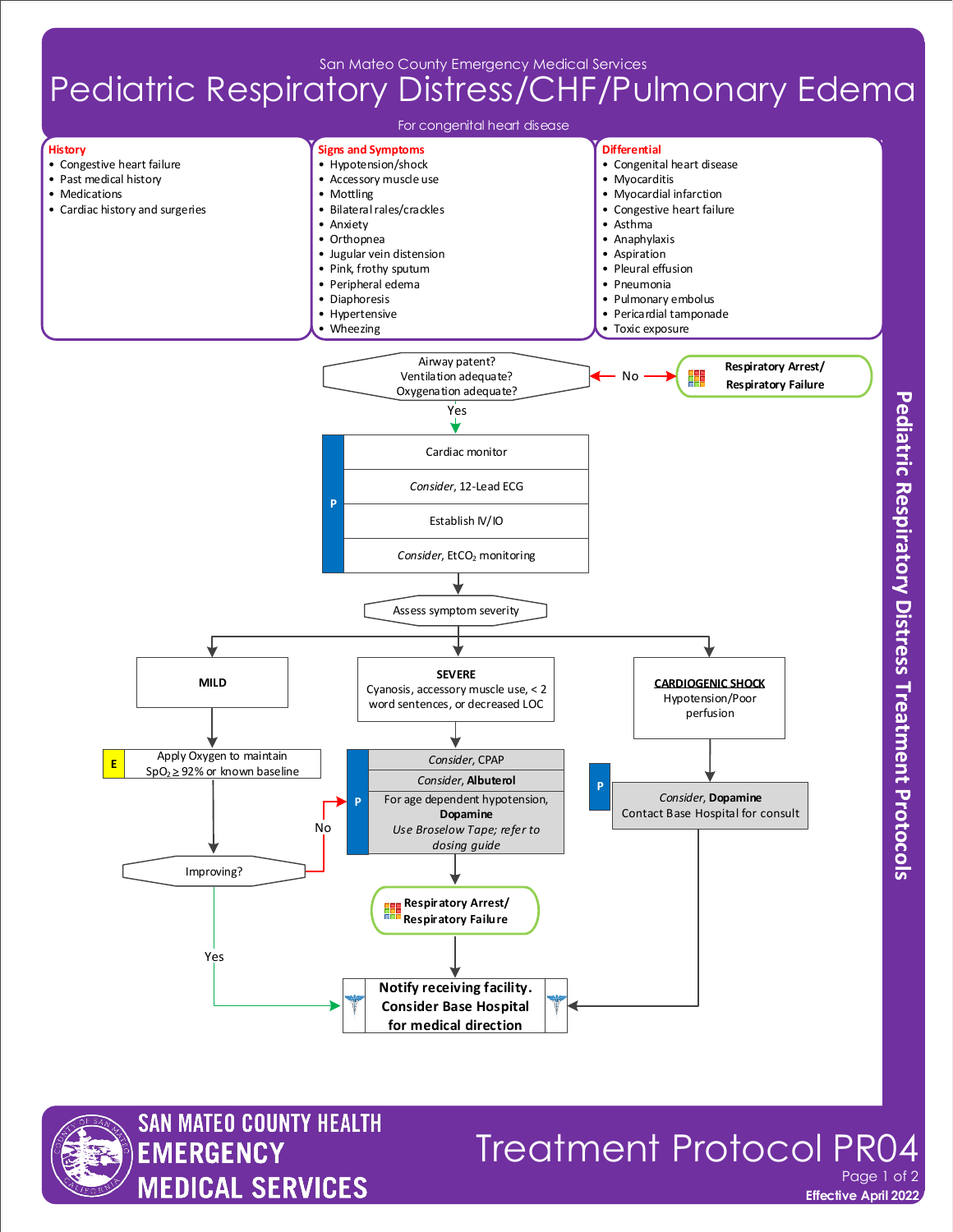San Mateo County Emergency Medical Services

# Pediatric Respiratory Distress/CHF/Pulmonary Edema

For congenital heart disease

**History**
- Congestive heart failure
- Past medical history
- Medications
- Cardiac history and surgeries

**Signs and Symptoms**
- Hypotension/shock
- Accessory muscle use
- Mottling
- Bilateral rales/crackles
- Anxiety
- Orthopnea
- Jugular vein distension
- Pink, frothy sputum
- Peripheral edema
- Diaphoresis
- Hypertensive
- Wheezing

**Differential**
- Congenital heart disease
- Myocarditis
- Myocardial infarction
- Congestive heart failure
- Asthma
- Anaphylaxis
- Aspiration
- Pleural effusion
- Pneumonia
- Pulmonary embolus
- Pericardial tamponade
- Toxic exposure

Airway patent? Ventilation adequate? Oxygenation adequate?
- No → **Respiratory Arrest/ Respiratory Failure**
- Yes ↓

**P**
- Cardiac monitor
- *Consider*, 12-Lead ECG
- Establish IV/IO
- *Consider*, $EtCO_2$ monitoring

Assess symptom severity

**MILD**
- **E** Apply Oxygen to maintain $SpO_2 \geq 92\%$ or known baseline
- Improving?
  - Yes → Notify receiving facility. Consider Base Hospital for medical direction
  - No → Severe treatment (P)

**SEVERE**
Cyanosis, accessory muscle use, < 2 word sentences, or decreased LOC

**P**
- *Consider*, CPAP
- *Consider*, **Albuterol**
- For age dependent hypotension, **Dopamine** *Use Broselow Tape; refer to dosing guide*

↓ **Respiratory Arrest/ Respiratory Failure**

↓ Notify receiving facility. Consider Base Hospital for medical direction

**CARDIOGENIC SHOCK**
Hypotension/Poor perfusion

**P**
- *Consider*, **Dopamine**
- Contact Base Hospital for consult

↓ Notify receiving facility. Consider Base Hospital for medical direction

**Notify receiving facility. Consider Base Hospital for medical direction**

Pediatric Respiratory Distress Treatment Protocols

SAN MATEO COUNTY HEALTH EMERGENCY MEDICAL SERVICES

Treatment Protocol PR04

Effective April 2022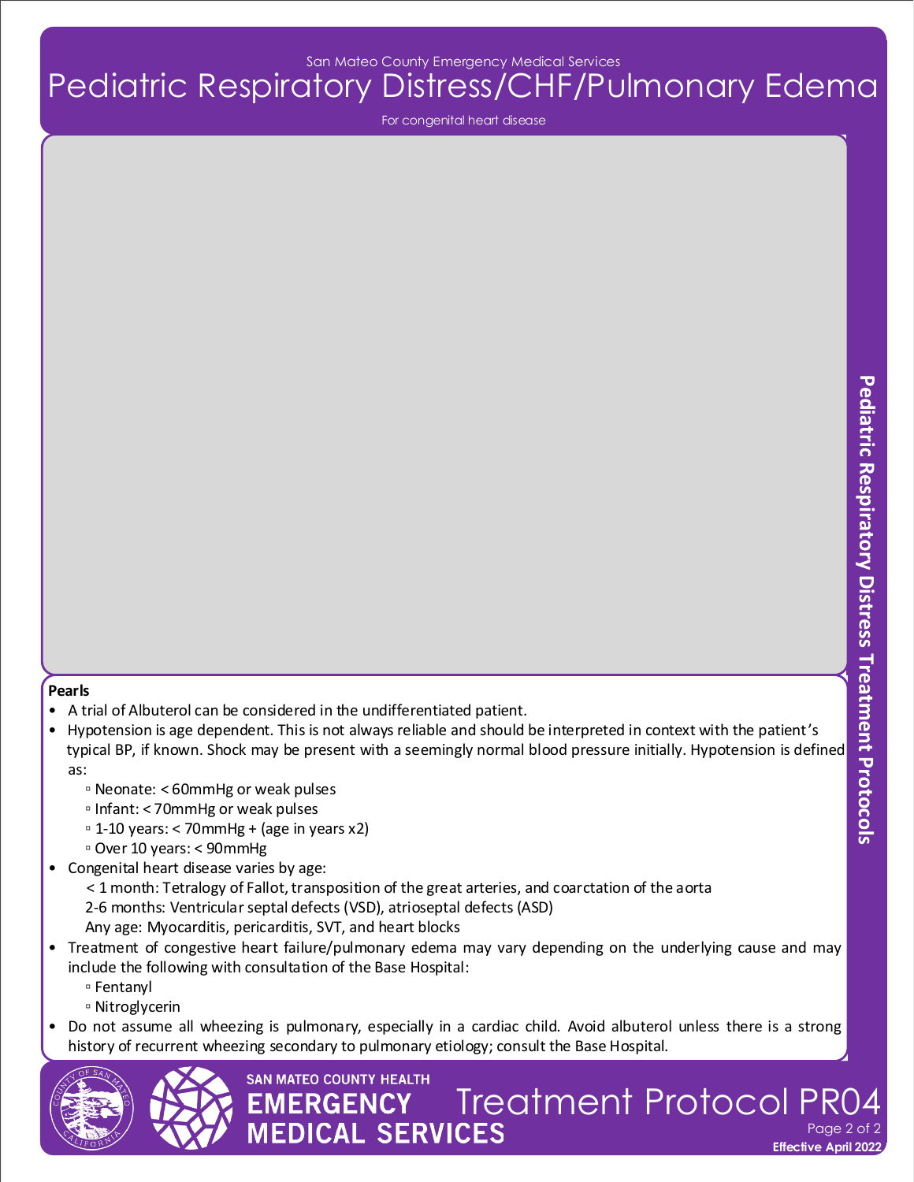San Mateo County Emergency Medical Services

# Pediatric Respiratory Distress/CHF/Pulmonary Edema

For congenital heart disease

**Pearls**

- A trial of Albuterol can be considered in the undifferentiated patient.
- Hypotension is age dependent. This is not always reliable and should be interpreted in context with the patient's typical BP, if known. Shock may be present with a seemingly normal blood pressure initially. Hypotension is defined as:
  - Neonate: < 60mmHg or weak pulses
  - Infant: < 70mmHg or weak pulses
  - 1-10 years: < 70mmHg + (age in years x2)
  - Over 10 years: < 90mmHg
- Congenital heart disease varies by age:
  - < 1 month: Tetralogy of Fallot, transposition of the great arteries, and coarctation of the aorta
  - 2-6 months: Ventricular septal defects (VSD), atrioseptal defects (ASD)
  - Any age: Myocarditis, pericarditis, SVT, and heart blocks
- Treatment of congestive heart failure/pulmonary edema may vary depending on the underlying cause and may include the following with consultation of the Base Hospital:
  - Fentanyl
  - Nitroglycerin
- Do not assume all wheezing is pulmonary, especially in a cardiac child. Avoid albuterol unless there is a strong history of recurrent wheezing secondary to pulmonary etiology; consult the Base Hospital.

SAN MATEO COUNTY HEALTH
EMERGENCY MEDICAL SERVICES

Treatment Protocol PR04

Effective April 2022